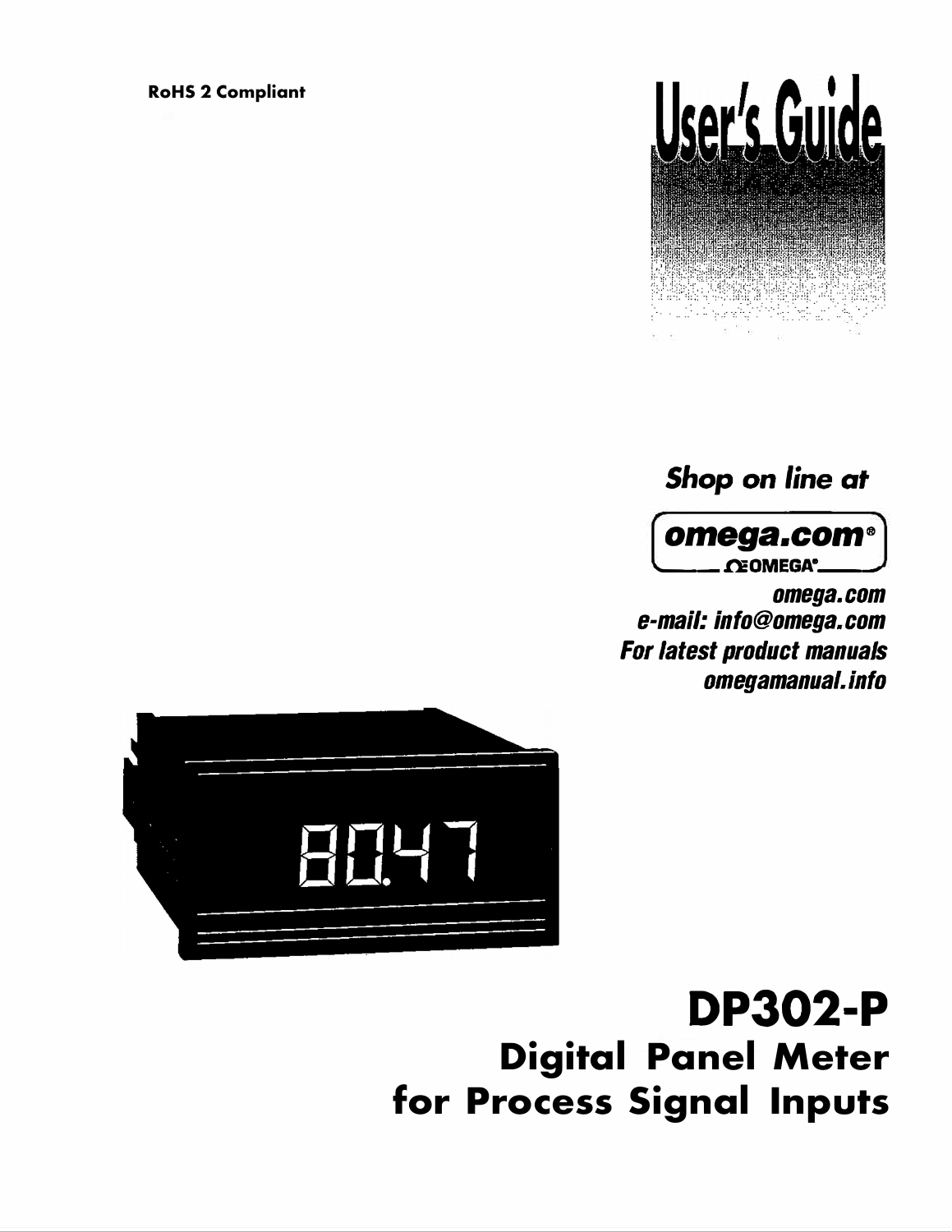**RoHS 2 Compliant**

# User's Guide

*Shop on line at*

**omega.com®**

**OMEGA®**

***omega.com***

***e-mail: info@omega.com***

***For latest product manuals***

***omegamanual.info***

# DP302-P

## Digital Panel Meter for Process Signal Inputs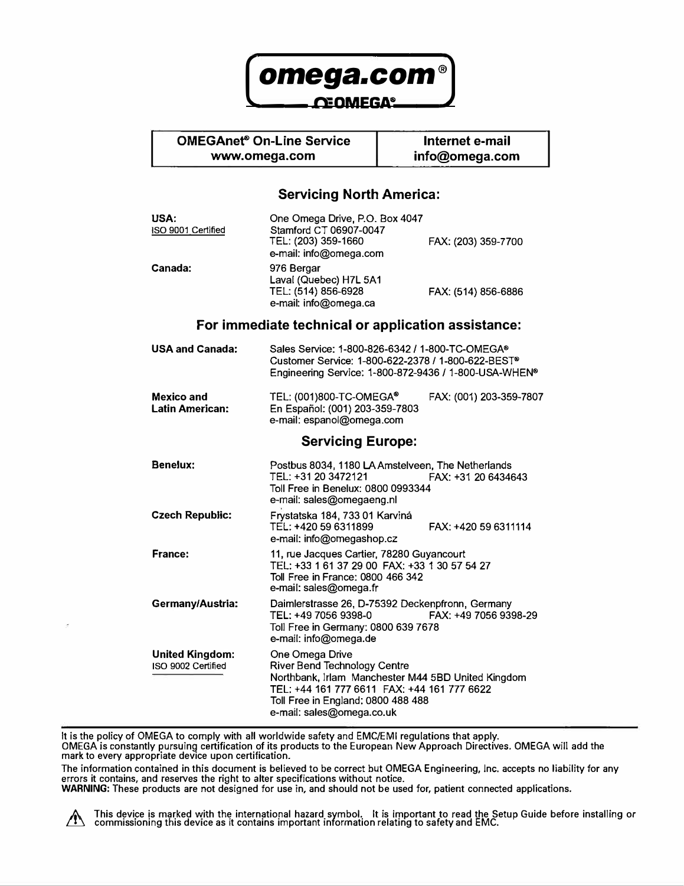**omega.com®**

**OMEGA®**

| OMEGAnet® On-Line Service | Internet e-mail |
|---|---|
| www.omega.com | info@omega.com |

## Servicing North America:

**USA:**
ISO 9001 Certified

One Omega Drive, P.O. Box 4047
Stamford CT 06907-0047
TEL: (203) 359-1660 FAX: (203) 359-7700
e-mail: info@omega.com

**Canada:**

976 Bergar
Laval (Quebec) H7L 5A1
TEL: (514) 856-6928 FAX: (514) 856-6886
e-mail: info@omega.ca

## For immediate technical or application assistance:

**USA and Canada:**

Sales Service: 1-800-826-6342 / 1-800-TC-OMEGA®
Customer Service: 1-800-622-2378 / 1-800-622-BEST®
Engineering Service: 1-800-872-9436 / 1-800-USA-WHEN®

**Mexico and Latin American:**

TEL: (001)800-TC-OMEGA® FAX: (001) 203-359-7807
En Español: (001) 203-359-7803
e-mail: espanol@omega.com

## Servicing Europe:

**Benelux:**

Postbus 8034, 1180 LA Amstelveen, The Netherlands
TEL: +31 20 3472121 FAX: +31 20 6434643
Toll Free in Benelux: 0800 0993344
e-mail: sales@omegaeng.nl

**Czech Republic:**

Frystatska 184, 733 01 Karviná
TEL: +420 59 6311899 FAX: +420 59 6311114
e-mail: info@omegashop.cz

**France:**

11, rue Jacques Cartier, 78280 Guyancourt
TEL: +33 1 61 37 29 00 FAX: +33 1 30 57 54 27
Toll Free in France: 0800 466 342
e-mail: sales@omega.fr

**Germany/Austria:**

Daimlerstrasse 26, D-75392 Deckenpfronn, Germany
TEL: +49 7056 9398-0 FAX: +49 7056 9398-29
Toll Free in Germany: 0800 639 7678
e-mail: info@omega.de

**United Kingdom:**
ISO 9002 Certified

One Omega Drive
River Bend Technology Centre
Northbank, Irlam Manchester M44 5BD United Kingdom
TEL: +44 161 777 6611 FAX: +44 161 777 6622
Toll Free in England: 0800 488 488
e-mail: sales@omega.co.uk

---

It is the policy of OMEGA to comply with all worldwide safety and EMC/EMI regulations that apply. OMEGA is constantly pursuing certification of its products to the European New Approach Directives. OMEGA will add the mark to every appropriate device upon certification.

The information contained in this document is believed to be correct but OMEGA Engineering, Inc. accepts no liability for any errors it contains, and reserves the right to alter specifications without notice.

**WARNING:** These products are not designed for use in, and should not be used for, patient connected applications.

⚠ This device is marked with the international hazard symbol. It is important to read the Setup Guide before installing or commissioning this device as it contains important information relating to safety and EMC.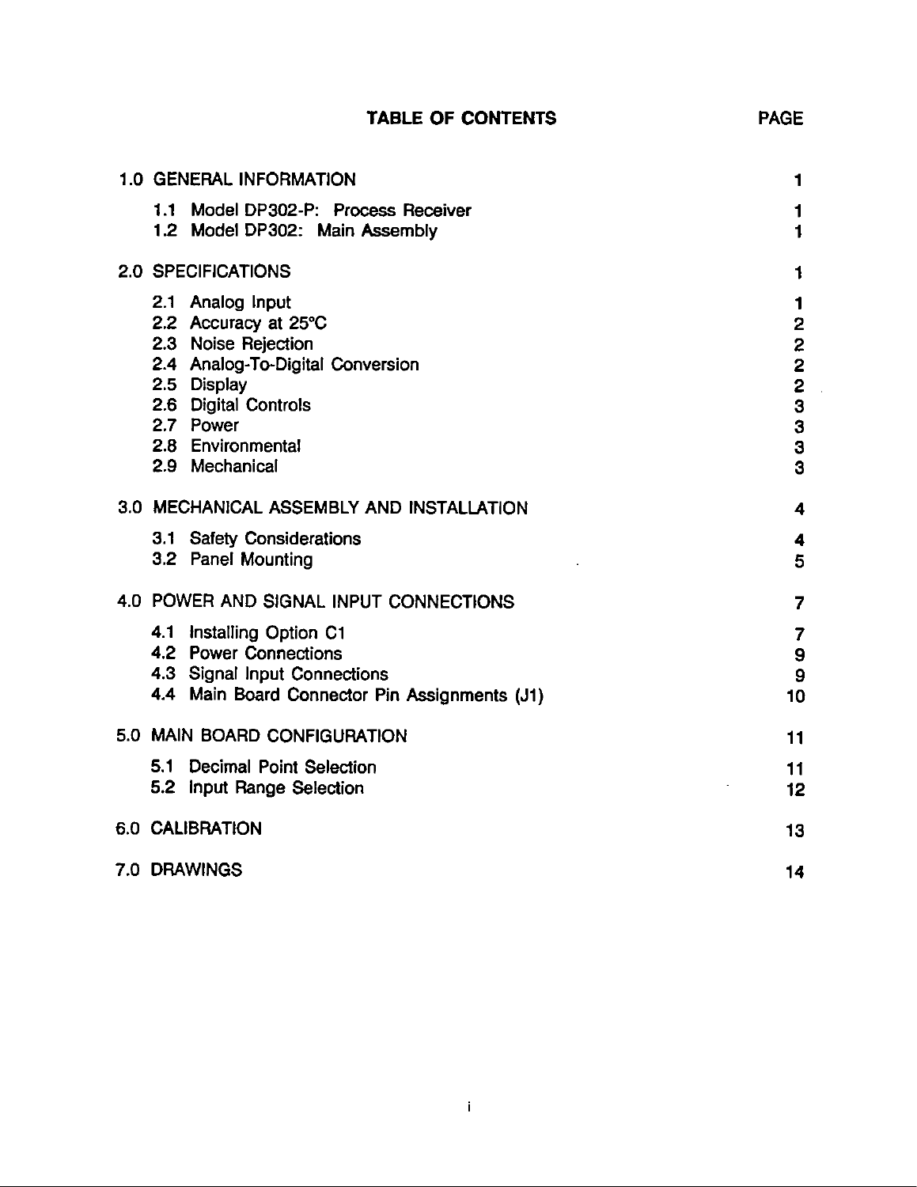# TABLE OF CONTENTS

| | PAGE |
|---|---|
| 1.0 GENERAL INFORMATION | 1 |
| 1.1 Model DP302-P: Process Receiver | 1 |
| 1.2 Model DP302: Main Assembly | 1 |
| 2.0 SPECIFICATIONS | 1 |
| 2.1 Analog Input | 1 |
| 2.2 Accuracy at 25°C | 2 |
| 2.3 Noise Rejection | 2 |
| 2.4 Analog-To-Digital Conversion | 2 |
| 2.5 Display | 2 |
| 2.6 Digital Controls | 3 |
| 2.7 Power | 3 |
| 2.8 Environmental | 3 |
| 2.9 Mechanical | 3 |
| 3.0 MECHANICAL ASSEMBLY AND INSTALLATION | 4 |
| 3.1 Safety Considerations | 4 |
| 3.2 Panel Mounting | 5 |
| 4.0 POWER AND SIGNAL INPUT CONNECTIONS | 7 |
| 4.1 Installing Option C1 | 7 |
| 4.2 Power Connections | 9 |
| 4.3 Signal Input Connections | 9 |
| 4.4 Main Board Connector Pin Assignments (J1) | 10 |
| 5.0 MAIN BOARD CONFIGURATION | 11 |
| 5.1 Decimal Point Selection | 11 |
| 5.2 Input Range Selection | 12 |
| 6.0 CALIBRATION | 13 |
| 7.0 DRAWINGS | 14 |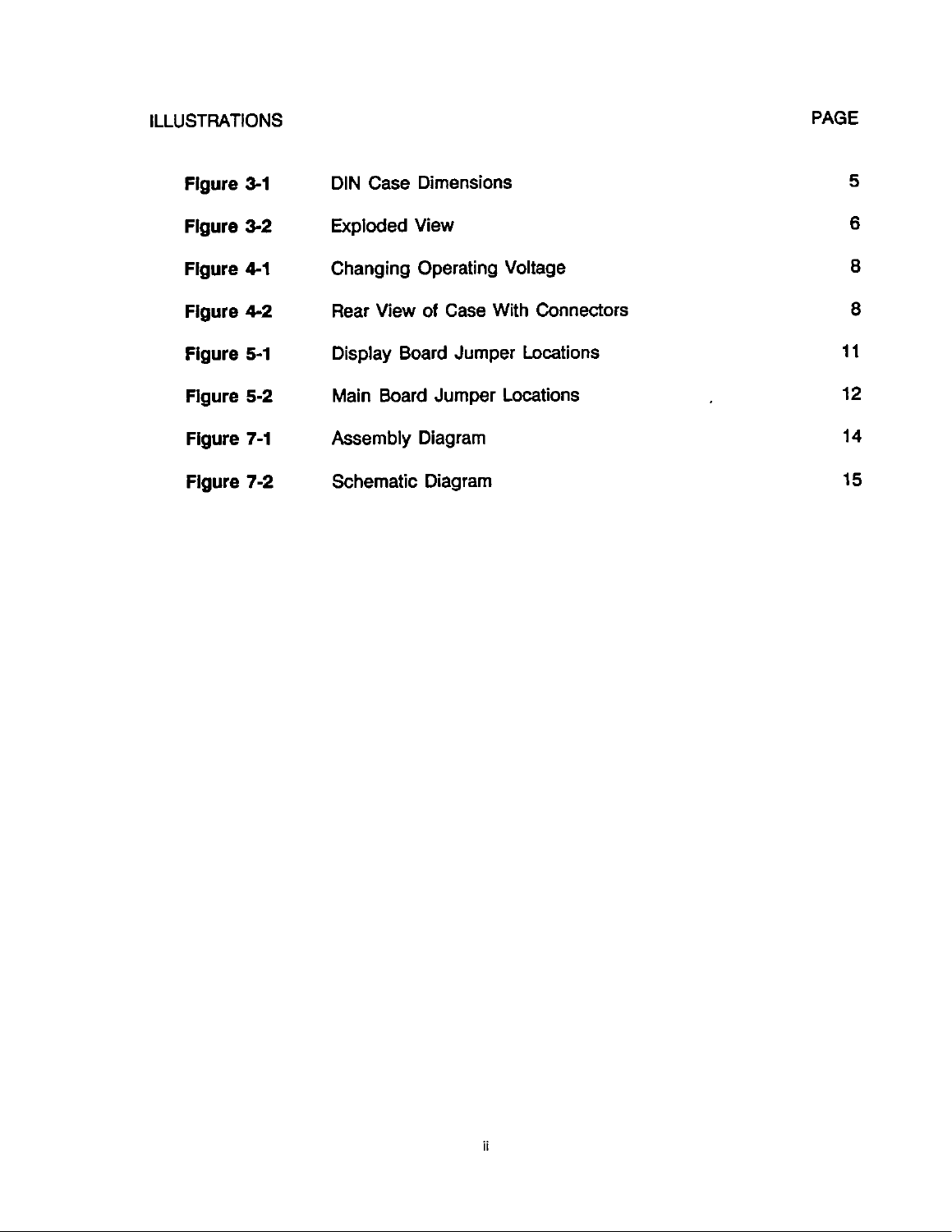| ILLUSTRATIONS | | PAGE |
|---|---|---|
| **Figure 3-1** | DIN Case Dimensions | 5 |
| **Figure 3-2** | Exploded View | 6 |
| **Figure 4-1** | Changing Operating Voltage | 8 |
| **Figure 4-2** | Rear View of Case With Connectors | 8 |
| **Figure 5-1** | Display Board Jumper Locations | 11 |
| **Figure 5-2** | Main Board Jumper Locations | 12 |
| **Figure 7-1** | Assembly Diagram | 14 |
| **Figure 7-2** | Schematic Diagram | 15 |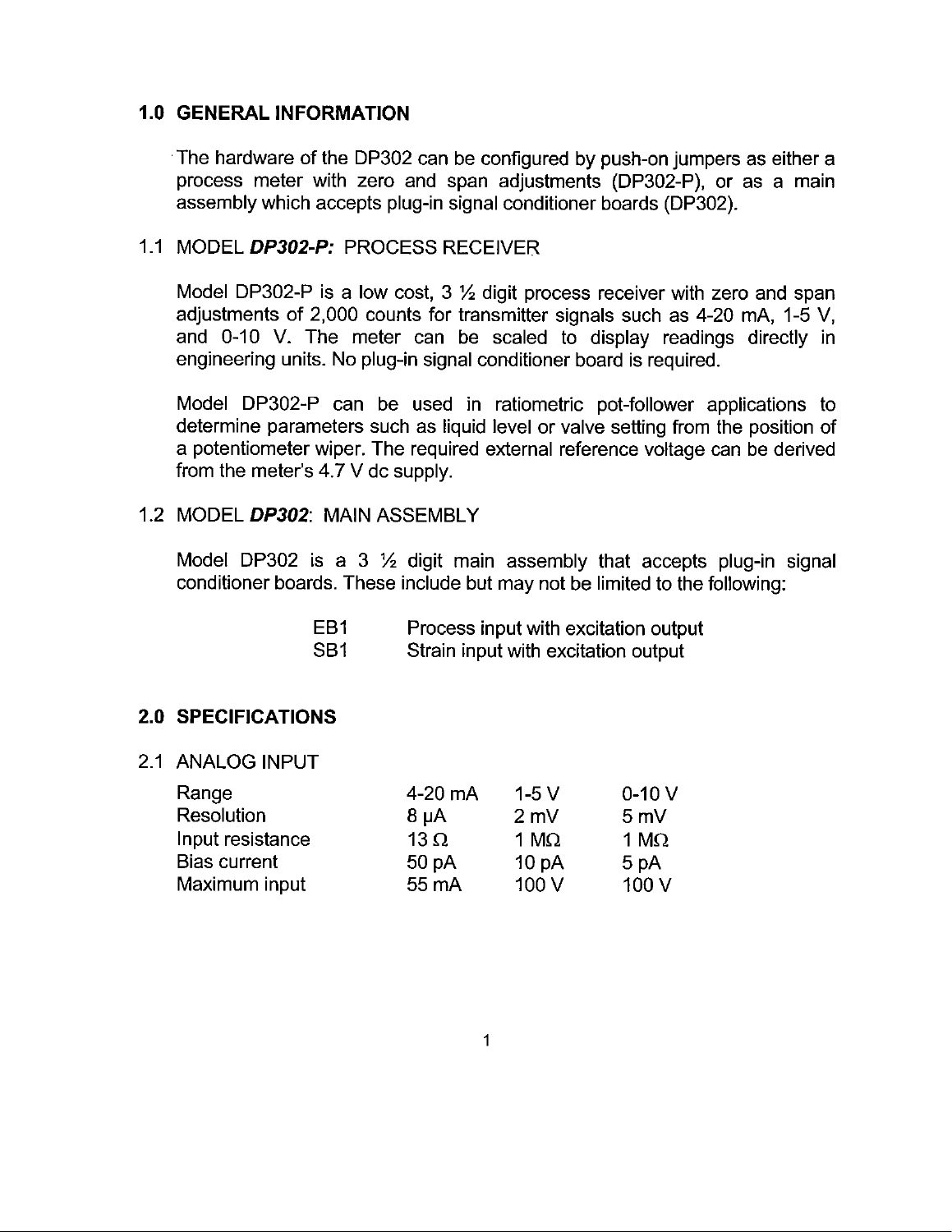## 1.0 GENERAL INFORMATION

The hardware of the DP302 can be configured by push-on jumpers as either a process meter with zero and span adjustments (DP302-P), or as a main assembly which accepts plug-in signal conditioner boards (DP302).

### 1.1 MODEL ***DP302-P:*** PROCESS RECEIVER

Model DP302-P is a low cost, 3 ½ digit process receiver with zero and span adjustments of 2,000 counts for transmitter signals such as 4-20 mA, 1-5 V, and 0-10 V. The meter can be scaled to display readings directly in engineering units. No plug-in signal conditioner board is required.

Model DP302-P can be used in ratiometric pot-follower applications to determine parameters such as liquid level or valve setting from the position of a potentiometer wiper. The required external reference voltage can be derived from the meter's 4.7 V dc supply.

### 1.2 MODEL ***DP302***: MAIN ASSEMBLY

Model DP302 is a 3 ½ digit main assembly that accepts plug-in signal conditioner boards. These include but may not be limited to the following:

| | |
|---|---|
| EB1 | Process input with excitation output |
| SB1 | Strain input with excitation output |

## 2.0 SPECIFICATIONS

### 2.1 ANALOG INPUT

| | | | |
|---|---|---|---|
| Range | 4-20 mA | 1-5 V | 0-10 V |
| Resolution | 8 μA | 2 mV | 5 mV |
| Input resistance | 13 Ω | 1 MΩ | 1 MΩ |
| Bias current | 50 pA | 10 pA | 5 pA |
| Maximum input | 55 mA | 100 V | 100 V |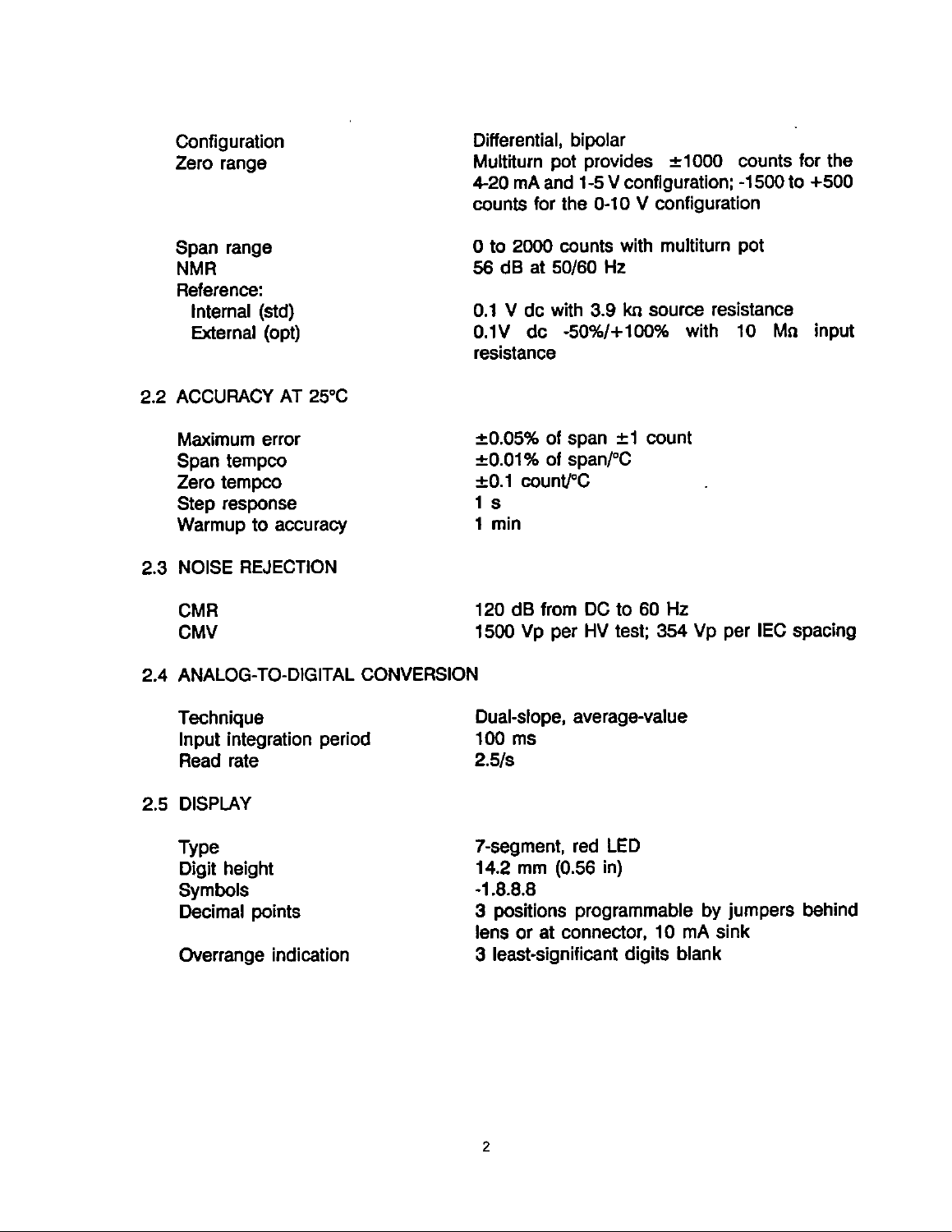| | |
|---|---|
| Configuration | Differential, bipolar |
| Zero range | Multiturn pot provides ±1000 counts for the 4-20 mA and 1-5 V configuration; -1500 to +500 counts for the 0-10 V configuration |
| Span range | 0 to 2000 counts with multiturn pot |
| NMR | 56 dB at 50/60 Hz |
| Reference: | |
| Internal (std) | 0.1 V dc with 3.9 kΩ source resistance |
| External (opt) | 0.1V dc -50%/+100% with 10 MΩ input resistance |

## 2.2 ACCURACY AT 25°C

| | |
|---|---|
| Maximum error | ±0.05% of span ±1 count |
| Span tempco | ±0.01% of span/°C |
| Zero tempco | ±0.1 count/°C |
| Step response | 1 s |
| Warmup to accuracy | 1 min |

## 2.3 NOISE REJECTION

| | |
|---|---|
| CMR | 120 dB from DC to 60 Hz |
| CMV | 1500 Vp per HV test; 354 Vp per IEC spacing |

## 2.4 ANALOG-TO-DIGITAL CONVERSION

| | |
|---|---|
| Technique | Dual-slope, average-value |
| Input integration period | 100 ms |
| Read rate | 2.5/s |

## 2.5 DISPLAY

| | |
|---|---|
| Type | 7-segment, red LED |
| Digit height | 14.2 mm (0.56 in) |
| Symbols | -1.8.8.8 |
| Decimal points | 3 positions programmable by jumpers behind lens or at connector, 10 mA sink |
| Overrange indication | 3 least-significant digits blank |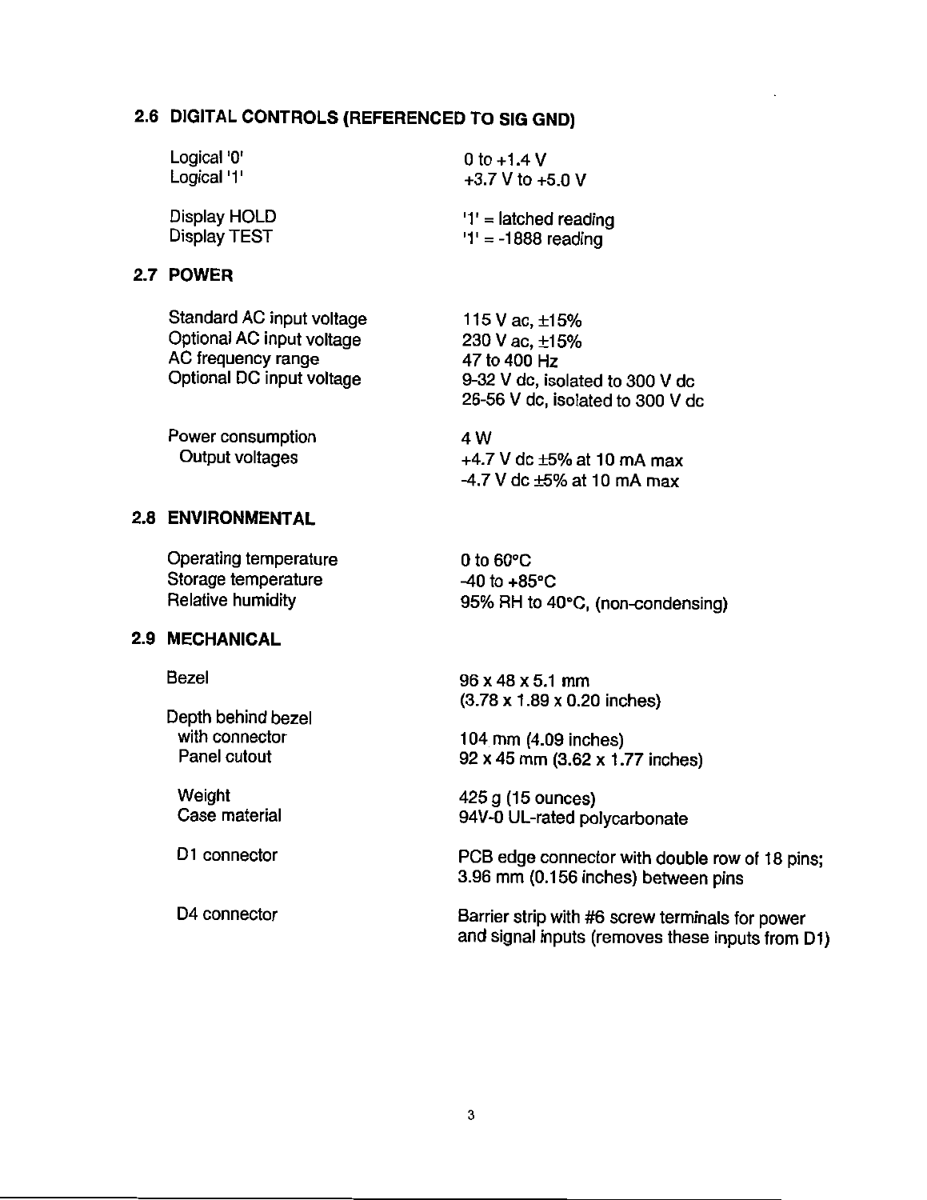## 2.6 DIGITAL CONTROLS (REFERENCED TO SIG GND)

| | |
|---|---|
| Logical '0' | 0 to +1.4 V |
| Logical '1' | +3.7 V to +5.0 V |
| Display HOLD | '1' = latched reading |
| Display TEST | '1' = -1888 reading |

## 2.7 POWER

| | |
|---|---|
| Standard AC input voltage | 115 V ac, ±15% |
| Optional AC input voltage | 230 V ac, ±15% |
| AC frequency range | 47 to 400 Hz |
| Optional DC input voltage | 9-32 V dc, isolated to 300 V dc<br>26-56 V dc, isolated to 300 V dc |
| Power consumption | 4 W |
| Output voltages | +4.7 V dc ±5% at 10 mA max<br>-4.7 V dc ±5% at 10 mA max |

## 2.8 ENVIRONMENTAL

| | |
|---|---|
| Operating temperature | 0 to 60°C |
| Storage temperature | -40 to +85°C |
| Relative humidity | 95% RH to 40°C, (non-condensing) |

## 2.9 MECHANICAL

| | |
|---|---|
| Bezel | 96 x 48 x 5.1 mm<br>(3.78 x 1.89 x 0.20 inches) |
| Depth behind bezel with connector | 104 mm (4.09 inches) |
| Panel cutout | 92 x 45 mm (3.62 x 1.77 inches) |
| Weight | 425 g (15 ounces) |
| Case material | 94V-0 UL-rated polycarbonate |
| D1 connector | PCB edge connector with double row of 18 pins; 3.96 mm (0.156 inches) between pins |
| D4 connector | Barrier strip with #6 screw terminals for power and signal inputs (removes these inputs from D1) |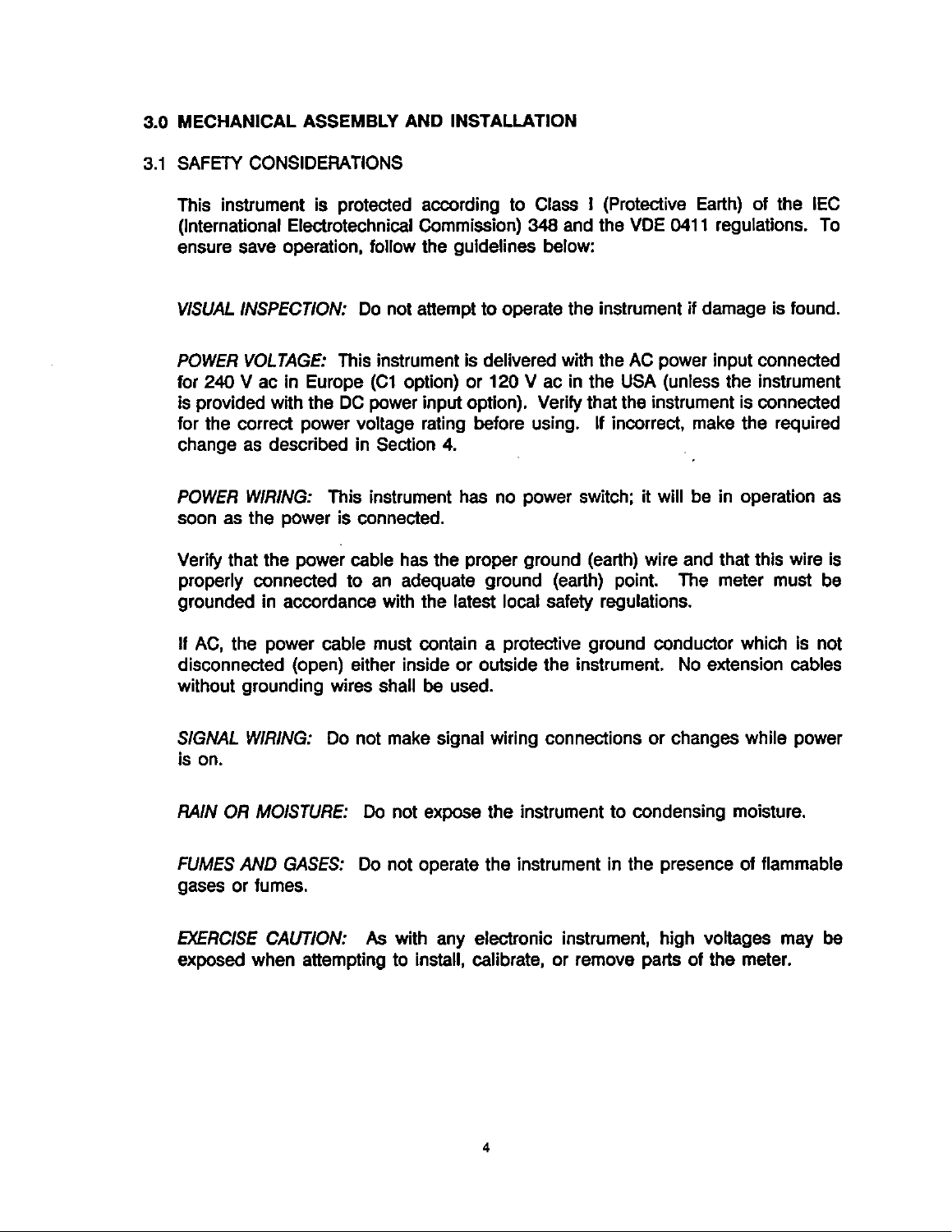# 3.0 MECHANICAL ASSEMBLY AND INSTALLATION

## 3.1 SAFETY CONSIDERATIONS

This instrument is protected according to Class I (Protective Earth) of the IEC (International Electrotechnical Commission) 348 and the VDE 0411 regulations. To ensure save operation, follow the guidelines below:

*VISUAL INSPECTION:* Do not attempt to operate the instrument if damage is found.

*POWER VOLTAGE:* This instrument is delivered with the AC power input connected for 240 V ac in Europe (C1 option) or 120 V ac in the USA (unless the instrument is provided with the DC power input option). Verify that the instrument is connected for the correct power voltage rating before using. If incorrect, make the required change as described in Section 4.

*POWER WIRING:* This instrument has no power switch; it will be in operation as soon as the power is connected.

Verify that the power cable has the proper ground (earth) wire and that this wire is properly connected to an adequate ground (earth) point. The meter must be grounded in accordance with the latest local safety regulations.

If AC, the power cable must contain a protective ground conductor which is not disconnected (open) either inside or outside the instrument. No extension cables without grounding wires shall be used.

*SIGNAL WIRING:* Do not make signal wiring connections or changes while power is on.

*RAIN OR MOISTURE:* Do not expose the instrument to condensing moisture.

*FUMES AND GASES:* Do not operate the instrument in the presence of flammable gases or fumes.

*EXERCISE CAUTION:* As with any electronic instrument, high voltages may be exposed when attempting to install, calibrate, or remove parts of the meter.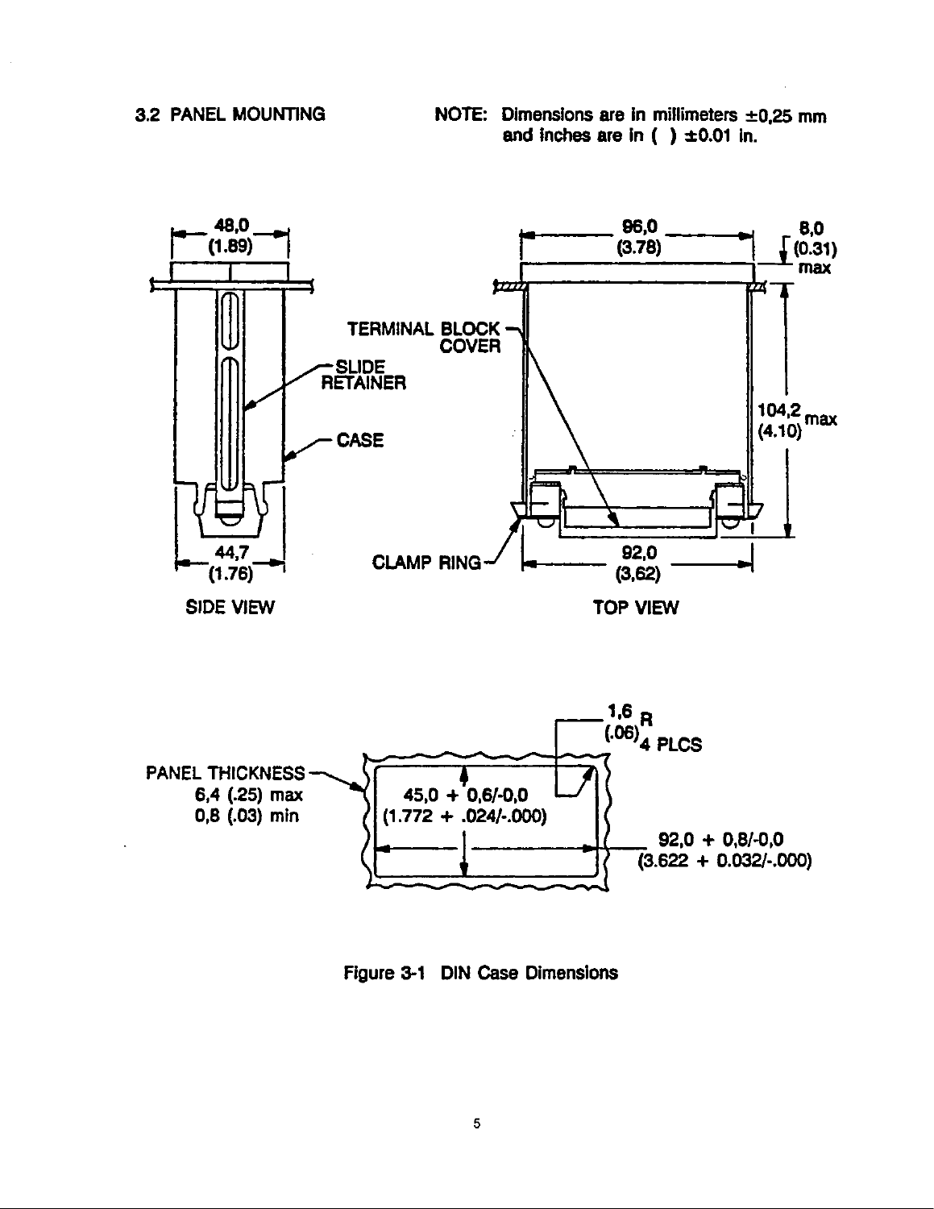## 3.2 PANEL MOUNTING

NOTE: Dimensions are in millimeters ±0,25 mm and inches are in ( ) ±0.01 in.

48,0 (1.89)

SLIDE RETAINER

CASE

44,7 (1.76)

SIDE VIEW

TERMINAL BLOCK COVER

CLAMP RING

96,0 (3.78)

8,0 (0.31) max

104,2 (4.10) max

92,0 (3,62)

TOP VIEW

PANEL THICKNESS
6,4 (.25) max
0,8 (.03) min

45,0 + 0,6/-0,0 (1.772 + .024/-.000)

1,6 R (.06) 4 PLCS

92,0 + 0,8/-0,0 (3.622 + 0.032/-.000)

Figure 3-1 DIN Case Dimensions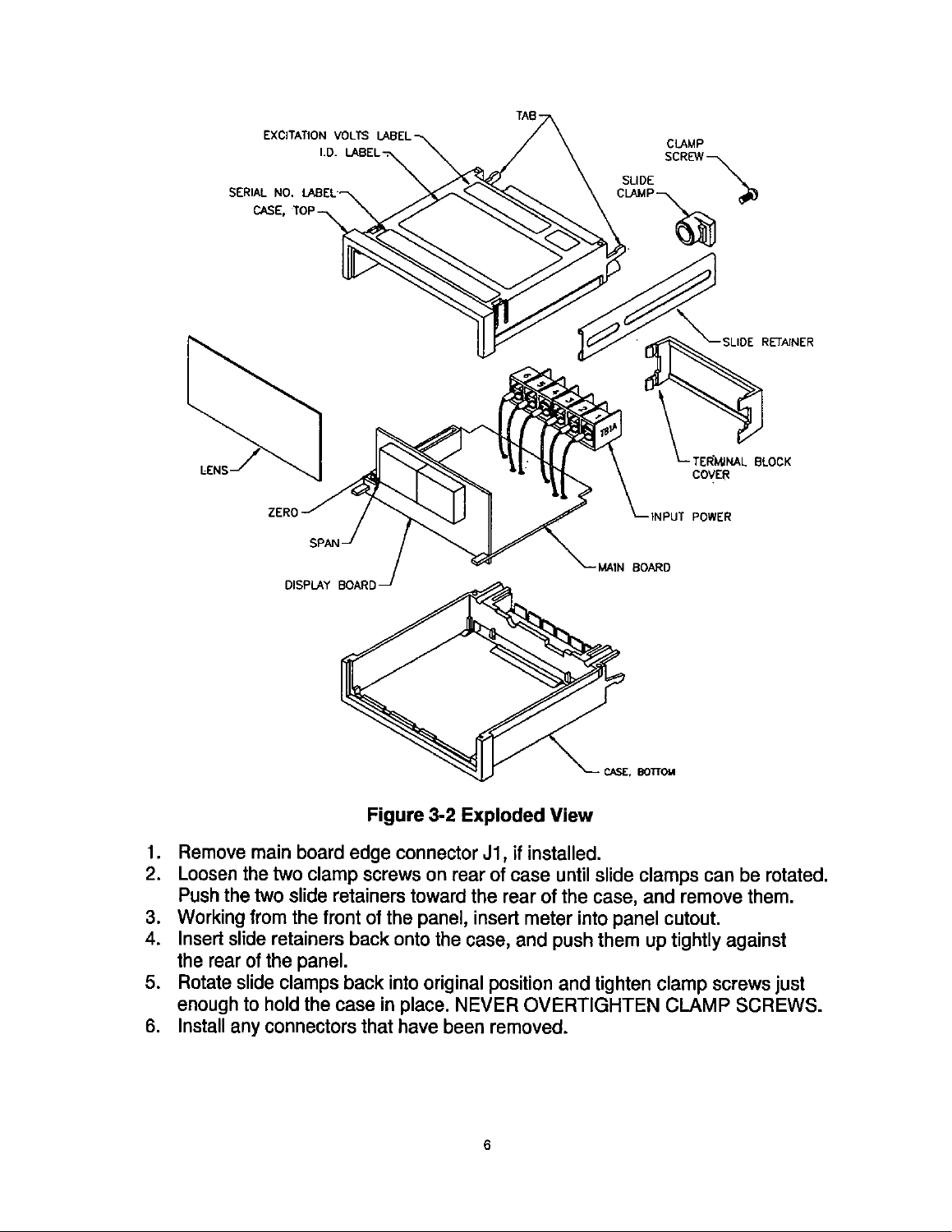**Figure 3-2 Exploded View**

1. Remove main board edge connector J1, if installed.
2. Loosen the two clamp screws on rear of case until slide clamps can be rotated. Push the two slide retainers toward the rear of the case, and remove them.
3. Working from the front of the panel, insert meter into panel cutout.
4. Insert slide retainers back onto the case, and push them up tightly against the rear of the panel.
5. Rotate slide clamps back into original position and tighten clamp screws just enough to hold the case in place. NEVER OVERTIGHTEN CLAMP SCREWS.
6. Install any connectors that have been removed.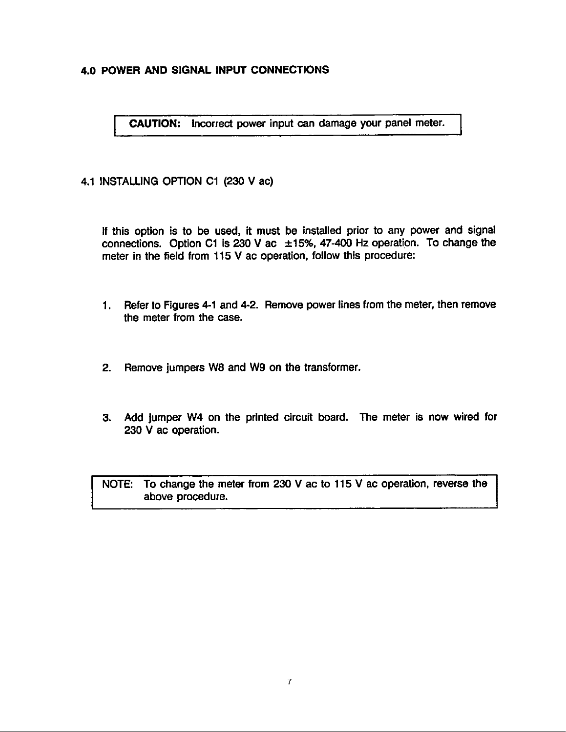# 4.0 POWER AND SIGNAL INPUT CONNECTIONS

> **CAUTION:** Incorrect power input can damage your panel meter.

## 4.1 INSTALLING OPTION C1 (230 V ac)

If this option is to be used, it must be installed prior to any power and signal connections. Option C1 is 230 V ac ±15%, 47-400 Hz operation. To change the meter in the field from 115 V ac operation, follow this procedure:

1. Refer to Figures 4-1 and 4-2. Remove power lines from the meter, then remove the meter from the case.

2. Remove jumpers W8 and W9 on the transformer.

3. Add jumper W4 on the printed circuit board. The meter is now wired for 230 V ac operation.

> NOTE: To change the meter from 230 V ac to 115 V ac operation, reverse the above procedure.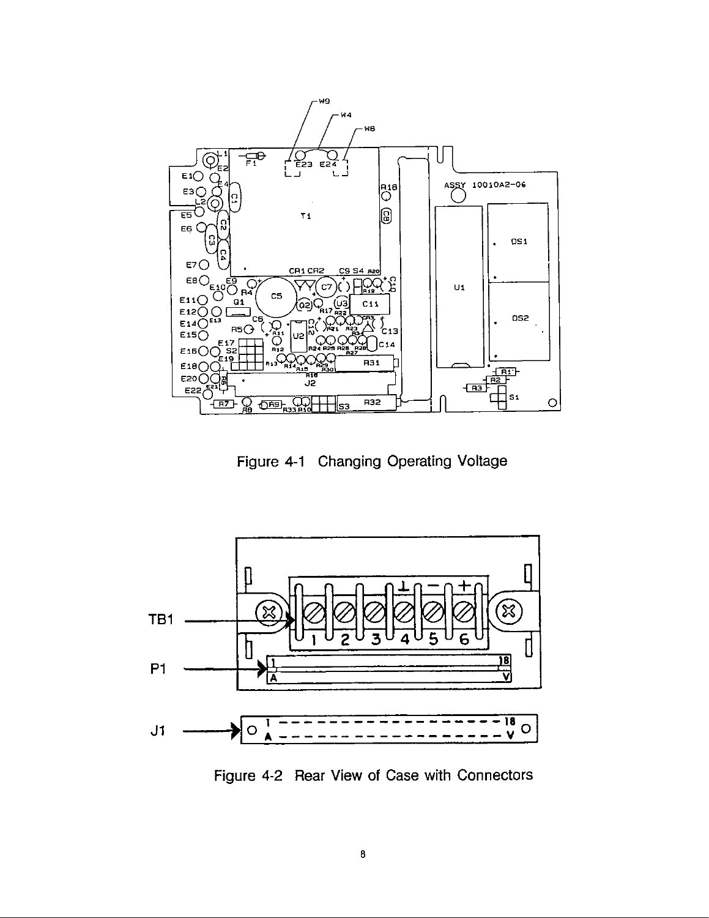Figure 4-1 Changing Operating Voltage

Figure 4-2 Rear View of Case with Connectors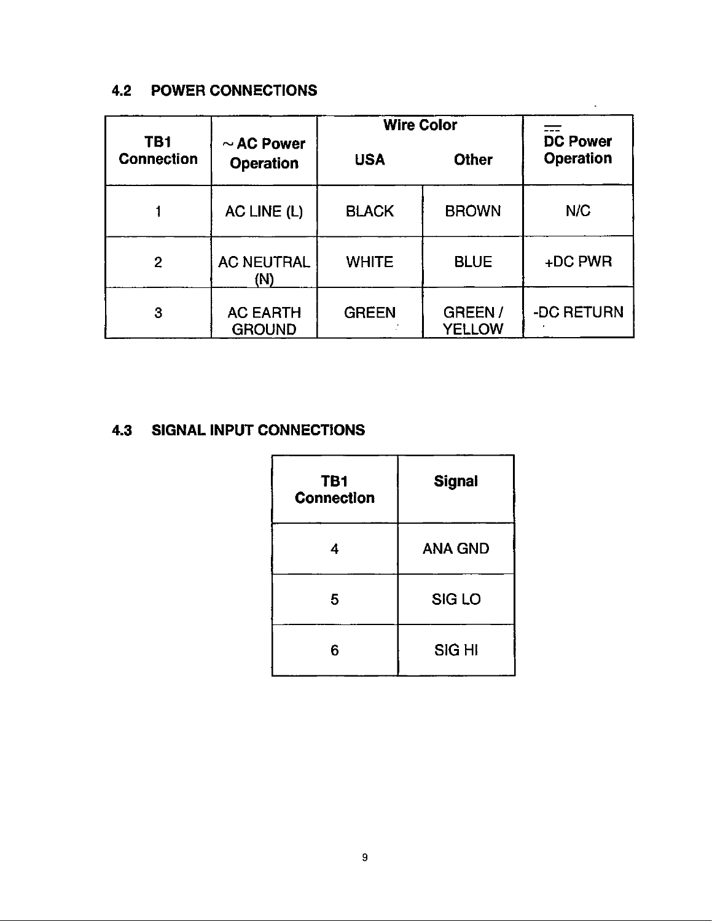## 4.2 POWER CONNECTIONS

| TB1 Connection | ~ AC Power Operation | Wire Color | | ⎓ DC Power Operation |
|---|---|---|---|---|
| | | USA | Other | |
| 1 | AC LINE (L) | BLACK | BROWN | N/C |
| 2 | AC NEUTRAL (N) | WHITE | BLUE | +DC PWR |
| 3 | AC EARTH GROUND | GREEN | GREEN / YELLOW | -DC RETURN |

## 4.3 SIGNAL INPUT CONNECTIONS

| TB1 Connection | Signal |
|---|---|
| 4 | ANA GND |
| 5 | SIG LO |
| 6 | SIG HI |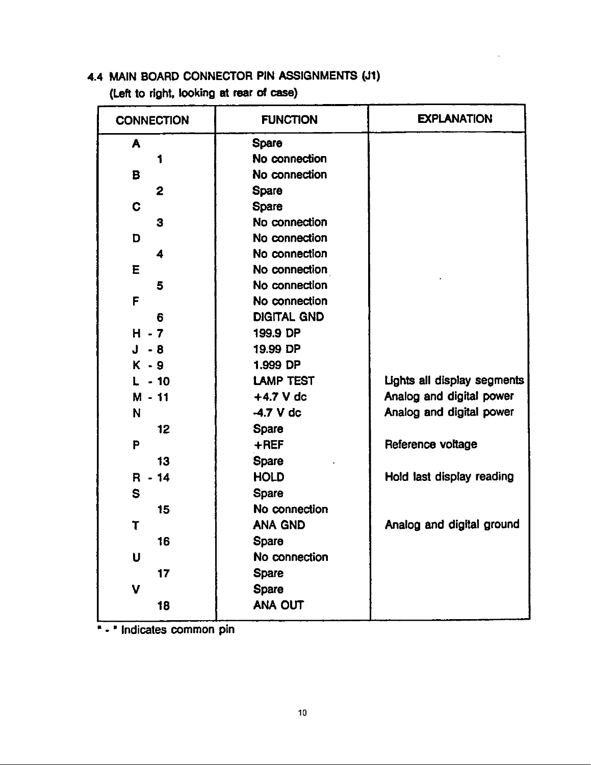## 4.4 MAIN BOARD CONNECTOR PIN ASSIGNMENTS (J1)

(Left to right, looking at rear of case)

| CONNECTION | FUNCTION | EXPLANATION |
|---|---|---|
| A | Spare | |
| 1 | No connection | |
| B | No connection | |
| 2 | Spare | |
| C | Spare | |
| 3 | No connection | |
| D | No connection | |
| 4 | No connection | |
| E | No connection | |
| 5 | No connection | |
| F | No connection | |
| 6 | DIGITAL GND | |
| H - 7 | 199.9 DP | |
| J - 8 | 19.99 DP | |
| K - 9 | 1.999 DP | |
| L - 10 | LAMP TEST | Lights all display segments |
| M - 11 | +4.7 V dc | Analog and digital power |
| N | -4.7 V dc | Analog and digital power |
| 12 | Spare | |
| P | +REF | Reference voltage |
| 13 | Spare | |
| R - 14 | HOLD | Hold last display reading |
| S | Spare | |
| 15 | No connection | |
| T | ANA GND | Analog and digital ground |
| 16 | Spare | |
| U | No connection | |
| 17 | Spare | |
| V | Spare | |
| 18 | ANA OUT | |

" - " Indicates common pin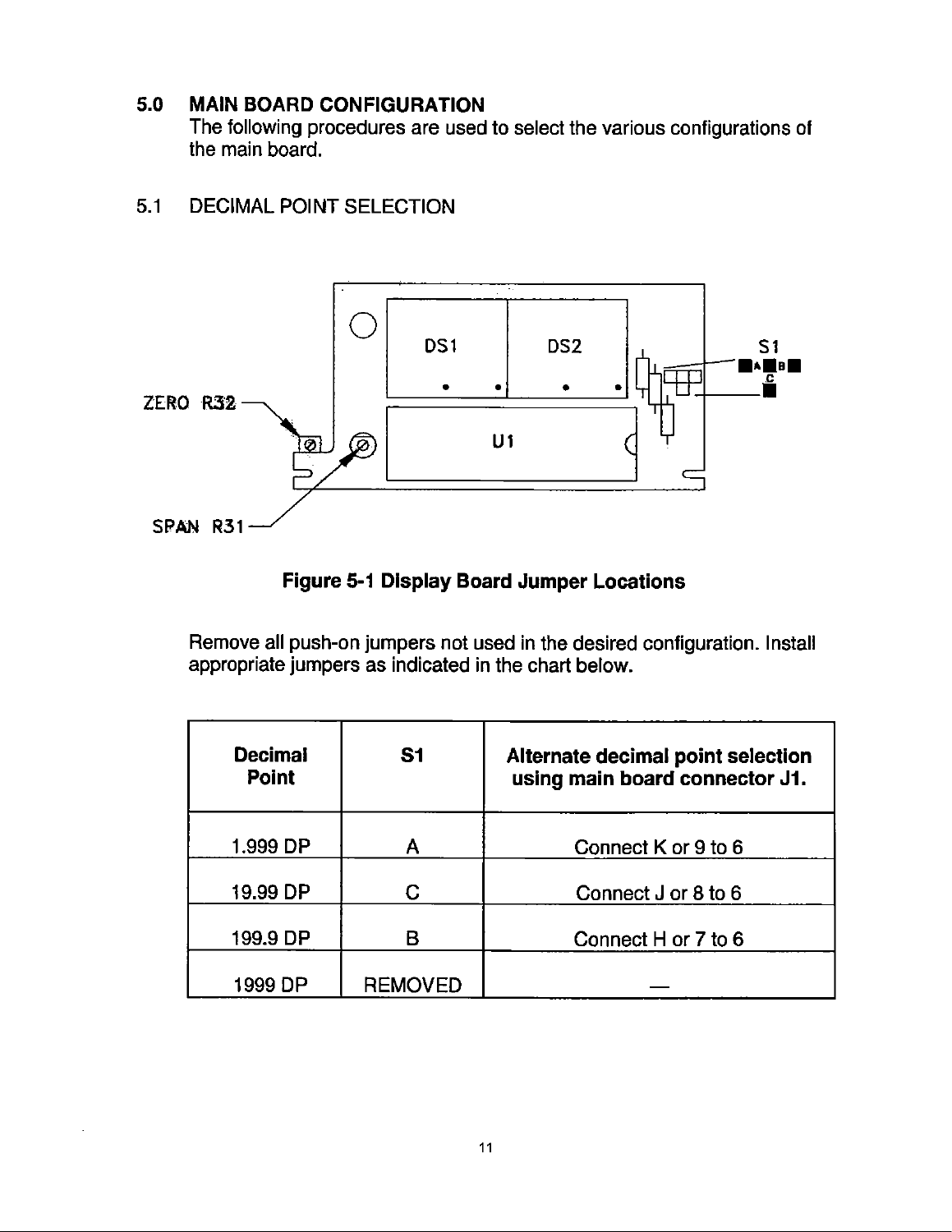## 5.0 MAIN BOARD CONFIGURATION

The following procedures are used to select the various configurations of the main board.

### 5.1 DECIMAL POINT SELECTION

ZERO R32

SPAN R31

DS1 DS2 U1 S1

**Figure 5-1 Display Board Jumper Locations**

Remove all push-on jumpers not used in the desired configuration. Install appropriate jumpers as indicated in the chart below.

| Decimal Point | S1 | Alternate decimal point selection using main board connector J1. |
|---|---|---|
| 1.999 DP | A | Connect K or 9 to 6 |
| 19.99 DP | C | Connect J or 8 to 6 |
| 199.9 DP | B | Connect H or 7 to 6 |
| 1999 DP | REMOVED | — |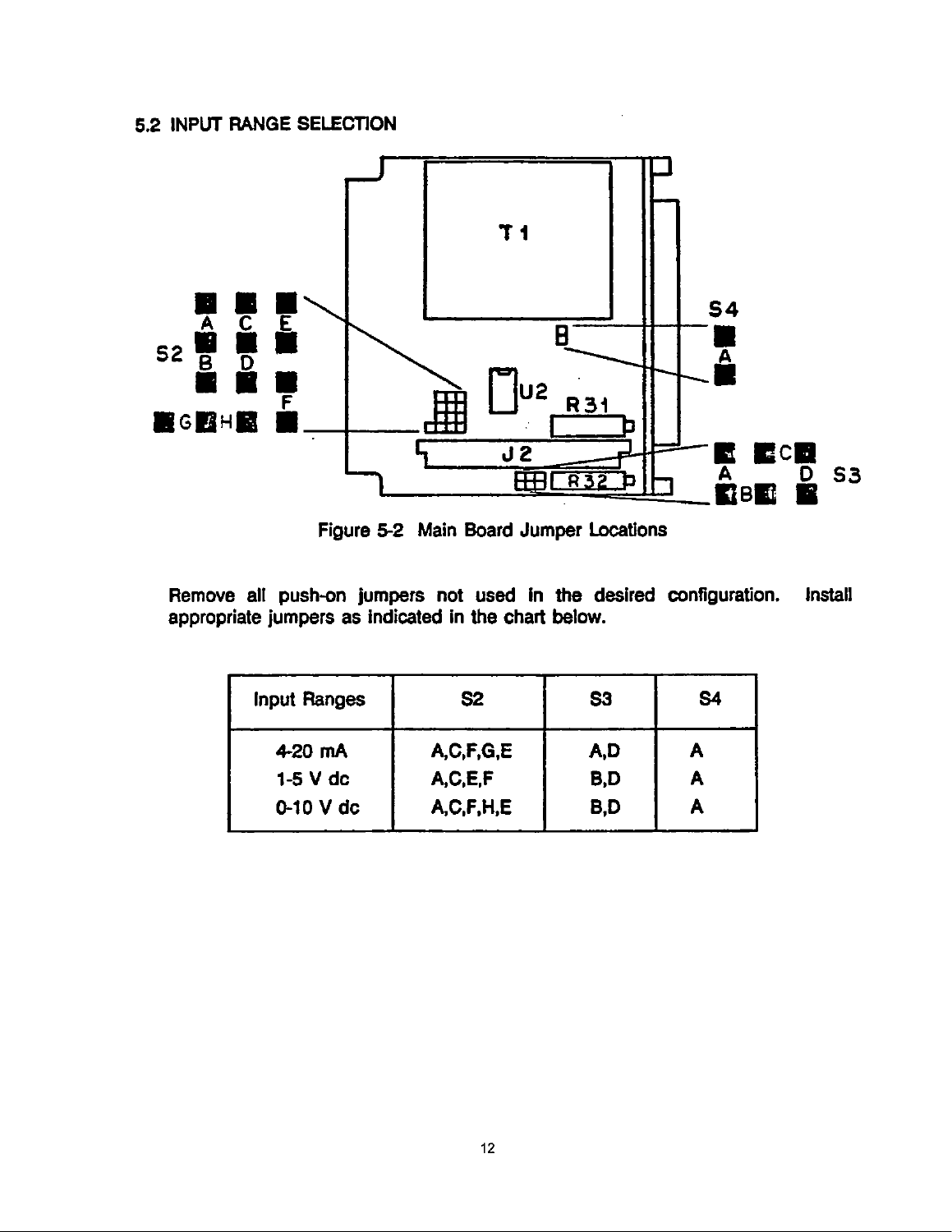## 5.2 INPUT RANGE SELECTION

Figure 5-2 Main Board Jumper Locations

Remove all push-on jumpers not used in the desired configuration. Install appropriate jumpers as indicated in the chart below.

| Input Ranges | S2 | S3 | S4 |
|---|---|---|---|
| 4-20 mA | A,C,F,G,E | A,D | A |
| 1-5 V dc | A,C,E,F | B,D | A |
| 0-10 V dc | A,C,F,H,E | B,D | A |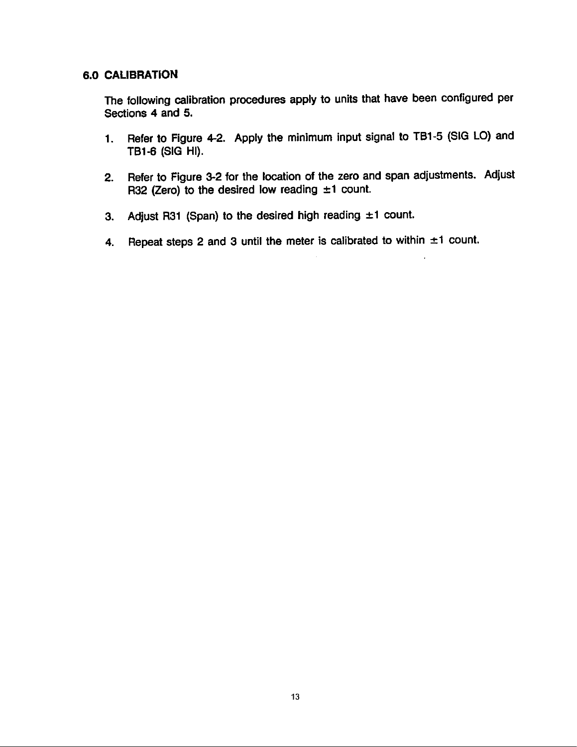## 6.0 CALIBRATION

The following calibration procedures apply to units that have been configured per Sections 4 and 5.

1. Refer to Figure 4-2. Apply the minimum input signal to TB1-5 (SIG LO) and TB1-6 (SIG HI).
2. Refer to Figure 3-2 for the location of the zero and span adjustments. Adjust R32 (Zero) to the desired low reading ±1 count.
3. Adjust R31 (Span) to the desired high reading ±1 count.
4. Repeat steps 2 and 3 until the meter is calibrated to within ±1 count.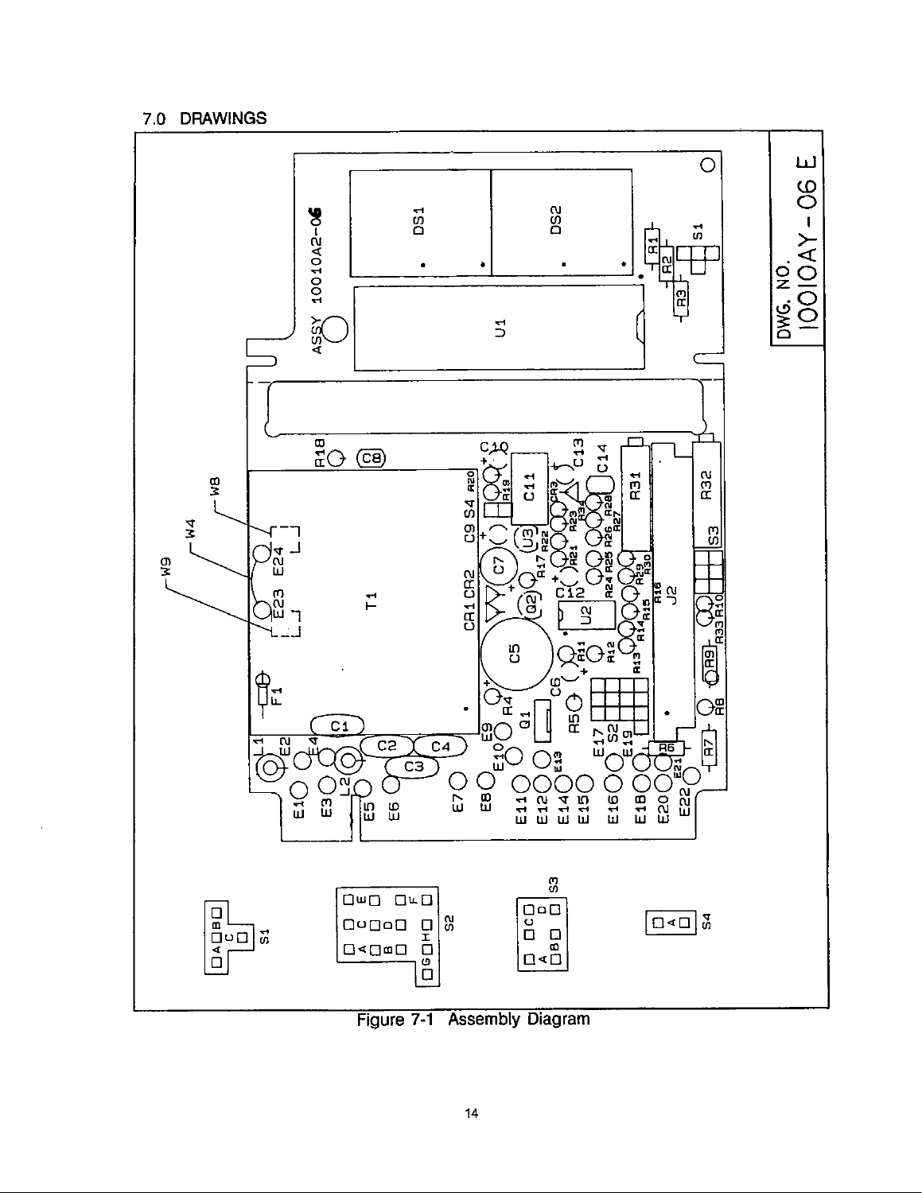## 7.0 DRAWINGS

Figure 7-1 Assembly Diagram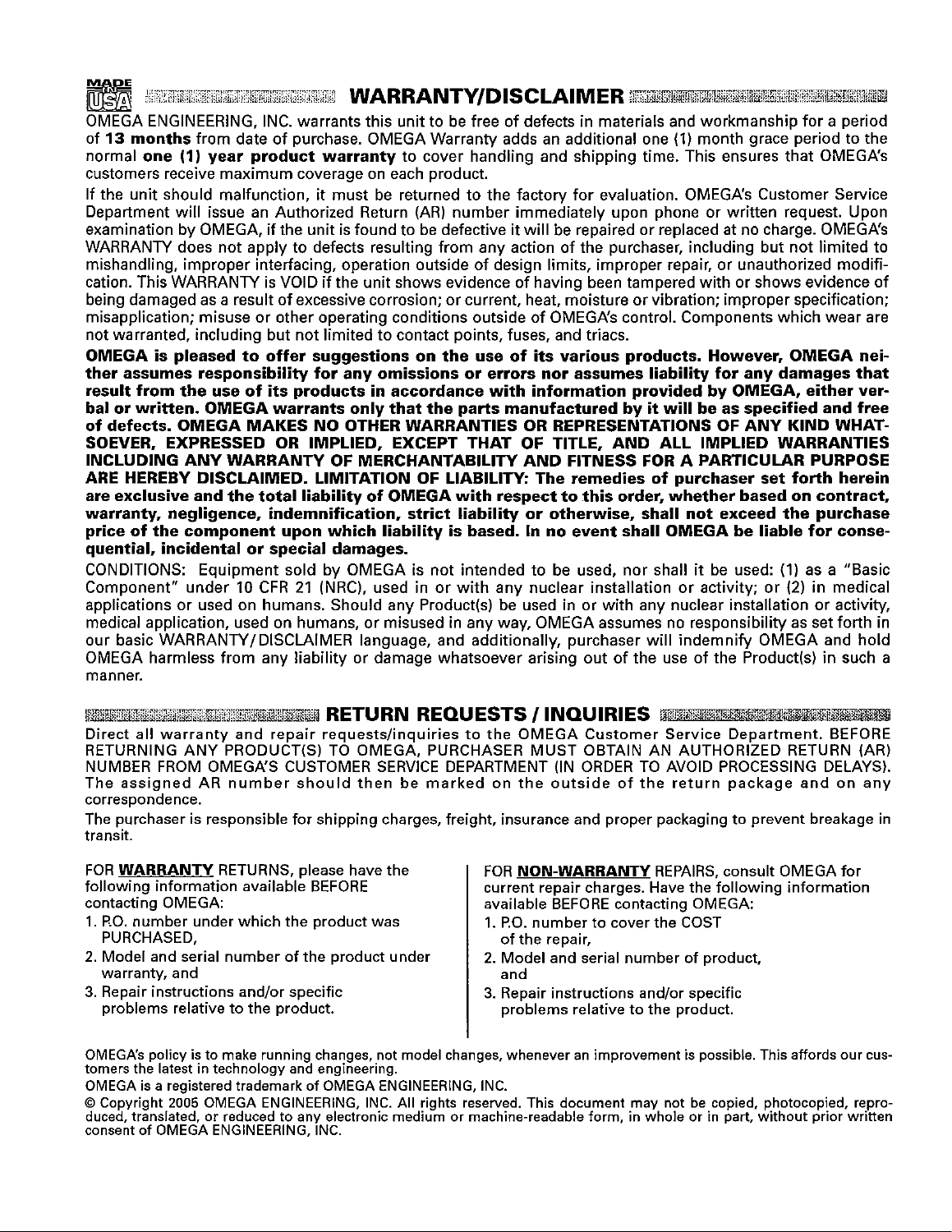MADE IN USA

## WARRANTY/DISCLAIMER

OMEGA ENGINEERING, INC. warrants this unit to be free of defects in materials and workmanship for a period of **13 months** from date of purchase. OMEGA Warranty adds an additional one (1) month grace period to the normal **one (1) year product warranty** to cover handling and shipping time. This ensures that OMEGA's customers receive maximum coverage on each product.

If the unit should malfunction, it must be returned to the factory for evaluation. OMEGA's Customer Service Department will issue an Authorized Return (AR) number immediately upon phone or written request. Upon examination by OMEGA, if the unit is found to be defective it will be repaired or replaced at no charge. OMEGA's WARRANTY does not apply to defects resulting from any action of the purchaser, including but not limited to mishandling, improper interfacing, operation outside of design limits, improper repair, or unauthorized modification. This WARRANTY is VOID if the unit shows evidence of having been tampered with or shows evidence of being damaged as a result of excessive corrosion; or current, heat, moisture or vibration; improper specification; misapplication; misuse or other operating conditions outside of OMEGA's control. Components which wear are not warranted, including but not limited to contact points, fuses, and triacs.

**OMEGA is pleased to offer suggestions on the use of its various products. However, OMEGA neither assumes responsibility for any omissions or errors nor assumes liability for any damages that result from the use of its products in accordance with information provided by OMEGA, either verbal or written. OMEGA warrants only that the parts manufactured by it will be as specified and free of defects. OMEGA MAKES NO OTHER WARRANTIES OR REPRESENTATIONS OF ANY KIND WHATSOEVER, EXPRESSED OR IMPLIED, EXCEPT THAT OF TITLE, AND ALL IMPLIED WARRANTIES INCLUDING ANY WARRANTY OF MERCHANTABILITY AND FITNESS FOR A PARTICULAR PURPOSE ARE HEREBY DISCLAIMED. LIMITATION OF LIABILITY: The remedies of purchaser set forth herein are exclusive and the total liability of OMEGA with respect to this order, whether based on contract, warranty, negligence, indemnification, strict liability or otherwise, shall not exceed the purchase price of the component upon which liability is based. In no event shall OMEGA be liable for consequential, incidental or special damages.**

CONDITIONS: Equipment sold by OMEGA is not intended to be used, nor shall it be used: (1) as a "Basic Component" under 10 CFR 21 (NRC), used in or with any nuclear installation or activity; or (2) in medical applications or used on humans. Should any Product(s) be used in or with any nuclear installation or activity, medical application, used on humans, or misused in any way, OMEGA assumes no responsibility as set forth in our basic WARRANTY/DISCLAIMER language, and additionally, purchaser will indemnify OMEGA and hold OMEGA harmless from any liability or damage whatsoever arising out of the use of the Product(s) in such a manner.

## RETURN REQUESTS / INQUIRIES

Direct all warranty and repair requests/inquiries to the OMEGA Customer Service Department. BEFORE RETURNING ANY PRODUCT(S) TO OMEGA, PURCHASER MUST OBTAIN AN AUTHORIZED RETURN (AR) NUMBER FROM OMEGA'S CUSTOMER SERVICE DEPARTMENT (IN ORDER TO AVOID PROCESSING DELAYS). The assigned AR number should then be marked on the outside of the return package and on any correspondence.

The purchaser is responsible for shipping charges, freight, insurance and proper packaging to prevent breakage in transit.

FOR **WARRANTY** RETURNS, please have the following information available BEFORE contacting OMEGA:

1. P.O. number under which the product was PURCHASED,
2. Model and serial number of the product under warranty, and
3. Repair instructions and/or specific problems relative to the product.

FOR **NON-WARRANTY** REPAIRS, consult OMEGA for current repair charges. Have the following information available BEFORE contacting OMEGA:

1. P.O. number to cover the COST of the repair,
2. Model and serial number of product, and
3. Repair instructions and/or specific problems relative to the product.

OMEGA's policy is to make running changes, not model changes, whenever an improvement is possible. This affords our customers the latest in technology and engineering.

OMEGA is a registered trademark of OMEGA ENGINEERING, INC.

© Copyright 2005 OMEGA ENGINEERING, INC. All rights reserved. This document may not be copied, photocopied, reproduced, translated, or reduced to any electronic medium or machine-readable form, in whole or in part, without prior written consent of OMEGA ENGINEERING, INC.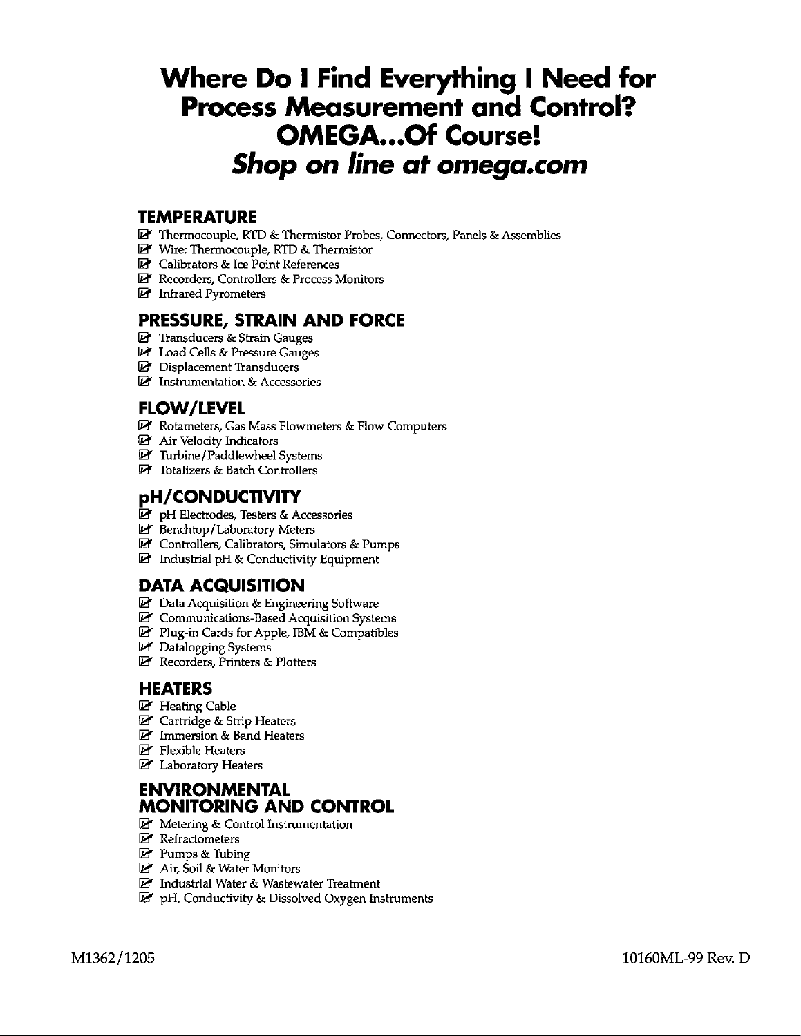# Where Do I Find Everything I Need for Process Measurement and Control? OMEGA...Of Course!

***Shop on line at omega.com***

## TEMPERATURE

- Thermocouple, RTD & Thermistor Probes, Connectors, Panels & Assemblies
- Wire: Thermocouple, RTD & Thermistor
- Calibrators & Ice Point References
- Recorders, Controllers & Process Monitors
- Infrared Pyrometers

## PRESSURE, STRAIN AND FORCE

- Transducers & Strain Gauges
- Load Cells & Pressure Gauges
- Displacement Transducers
- Instrumentation & Accessories

## FLOW/LEVEL

- Rotameters, Gas Mass Flowmeters & Flow Computers
- Air Velocity Indicators
- Turbine/Paddlewheel Systems
- Totalizers & Batch Controllers

## pH/CONDUCTIVITY

- pH Electrodes, Testers & Accessories
- Benchtop/Laboratory Meters
- Controllers, Calibrators, Simulators & Pumps
- Industrial pH & Conductivity Equipment

## DATA ACQUISITION

- Data Acquisition & Engineering Software
- Communications-Based Acquisition Systems
- Plug-in Cards for Apple, IBM & Compatibles
- Datalogging Systems
- Recorders, Printers & Plotters

## HEATERS

- Heating Cable
- Cartridge & Strip Heaters
- Immersion & Band Heaters
- Flexible Heaters
- Laboratory Heaters

## ENVIRONMENTAL MONITORING AND CONTROL

- Metering & Control Instrumentation
- Refractometers
- Pumps & Tubing
- Air, Soil & Water Monitors
- Industrial Water & Wastewater Treatment
- pH, Conductivity & Dissolved Oxygen Instruments

M1362/1205 10160ML-99 Rev. D